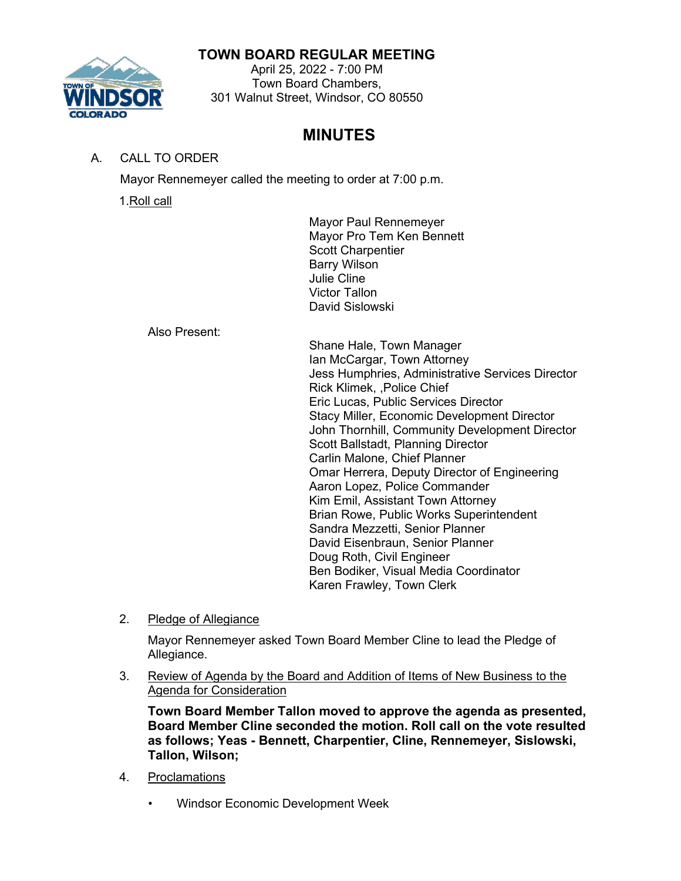# TOWN BOARD REGULAR MEETING

April 25, 2022 - 7:00 PM
Town Board Chambers,
301 Walnut Street, Windsor, CO 80550

## MINUTES

A. CALL TO ORDER

Mayor Rennemeyer called the meeting to order at 7:00 p.m.

1. Roll call

Mayor Paul Rennemeyer
Mayor Pro Tem Ken Bennett
Scott Charpentier
Barry Wilson
Julie Cline
Victor Tallon
David Sislowski

Also Present:

Shane Hale, Town Manager
Ian McCargar, Town Attorney
Jess Humphries, Administrative Services Director
Rick Klimek, ,Police Chief
Eric Lucas, Public Services Director
Stacy Miller, Economic Development Director
John Thornhill, Community Development Director
Scott Ballstadt, Planning Director
Carlin Malone, Chief Planner
Omar Herrera, Deputy Director of Engineering
Aaron Lopez, Police Commander
Kim Emil, Assistant Town Attorney
Brian Rowe, Public Works Superintendent
Sandra Mezzetti, Senior Planner
David Eisenbraun, Senior Planner
Doug Roth, Civil Engineer
Ben Bodiker, Visual Media Coordinator
Karen Frawley, Town Clerk

2. Pledge of Allegiance

Mayor Rennemeyer asked Town Board Member Cline to lead the Pledge of Allegiance.

3. Review of Agenda by the Board and Addition of Items of New Business to the Agenda for Consideration

**Town Board Member Tallon moved to approve the agenda as presented, Board Member Cline seconded the motion. Roll call on the vote resulted as follows; Yeas - Bennett, Charpentier, Cline, Rennemeyer, Sislowski, Tallon, Wilson;**

4. Proclamations

- Windsor Economic Development Week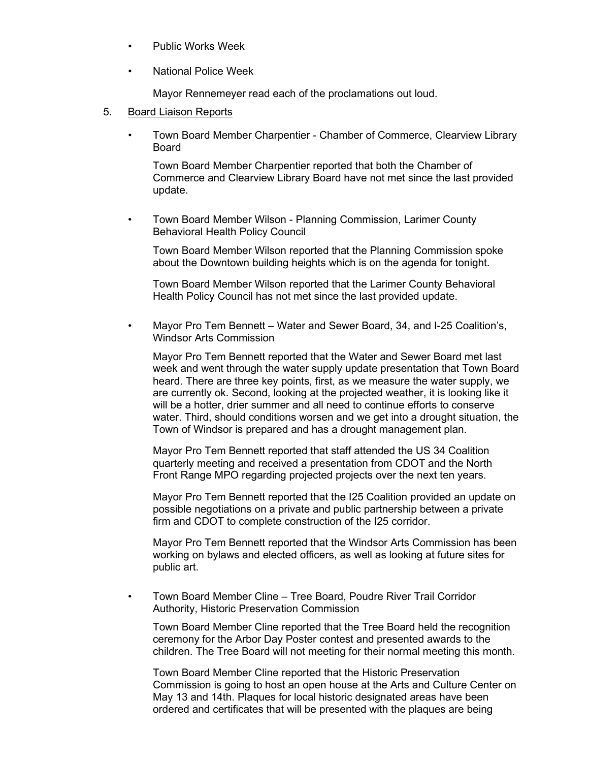- Public Works Week
- National Police Week

  Mayor Rennemeyer read each of the proclamations out loud.

5. Board Liaison Reports

   - Town Board Member Charpentier - Chamber of Commerce, Clearview Library Board

     Town Board Member Charpentier reported that both the Chamber of Commerce and Clearview Library Board have not met since the last provided update.

   - Town Board Member Wilson - Planning Commission, Larimer County Behavioral Health Policy Council

     Town Board Member Wilson reported that the Planning Commission spoke about the Downtown building heights which is on the agenda for tonight.

     Town Board Member Wilson reported that the Larimer County Behavioral Health Policy Council has not met since the last provided update.

   - Mayor Pro Tem Bennett – Water and Sewer Board, 34, and I-25 Coalition's, Windsor Arts Commission

     Mayor Pro Tem Bennett reported that the Water and Sewer Board met last week and went through the water supply update presentation that Town Board heard. There are three key points, first, as we measure the water supply, we are currently ok. Second, looking at the projected weather, it is looking like it will be a hotter, drier summer and all need to continue efforts to conserve water. Third, should conditions worsen and we get into a drought situation, the Town of Windsor is prepared and has a drought management plan.

     Mayor Pro Tem Bennett reported that staff attended the US 34 Coalition quarterly meeting and received a presentation from CDOT and the North Front Range MPO regarding projected projects over the next ten years.

     Mayor Pro Tem Bennett reported that the I25 Coalition provided an update on possible negotiations on a private and public partnership between a private firm and CDOT to complete construction of the I25 corridor.

     Mayor Pro Tem Bennett reported that the Windsor Arts Commission has been working on bylaws and elected officers, as well as looking at future sites for public art.

   - Town Board Member Cline – Tree Board, Poudre River Trail Corridor Authority, Historic Preservation Commission

     Town Board Member Cline reported that the Tree Board held the recognition ceremony for the Arbor Day Poster contest and presented awards to the children. The Tree Board will not meeting for their normal meeting this month.

     Town Board Member Cline reported that the Historic Preservation Commission is going to host an open house at the Arts and Culture Center on May 13 and 14th. Plaques for local historic designated areas have been ordered and certificates that will be presented with the plaques are being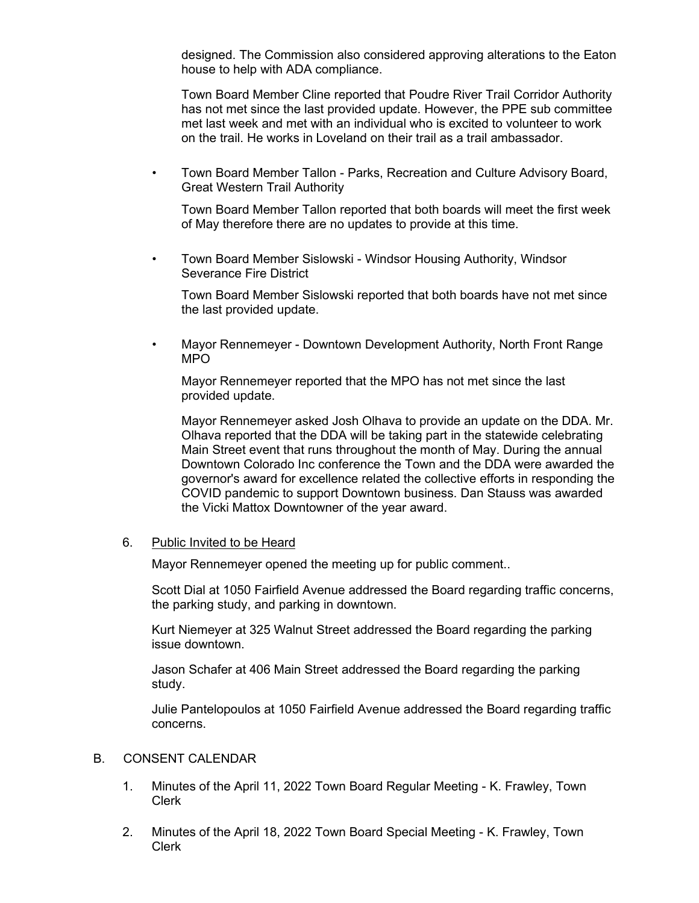designed. The Commission also considered approving alterations to the Eaton house to help with ADA compliance.

Town Board Member Cline reported that Poudre River Trail Corridor Authority has not met since the last provided update. However, the PPE sub committee met last week and met with an individual who is excited to volunteer to work on the trail. He works in Loveland on their trail as a trail ambassador.

- Town Board Member Tallon - Parks, Recreation and Culture Advisory Board, Great Western Trail Authority

  Town Board Member Tallon reported that both boards will meet the first week of May therefore there are no updates to provide at this time.

- Town Board Member Sislowski - Windsor Housing Authority, Windsor Severance Fire District

  Town Board Member Sislowski reported that both boards have not met since the last provided update.

- Mayor Rennemeyer - Downtown Development Authority, North Front Range MPO

  Mayor Rennemeyer reported that the MPO has not met since the last provided update.

  Mayor Rennemeyer asked Josh Olhava to provide an update on the DDA. Mr. Olhava reported that the DDA will be taking part in the statewide celebrating Main Street event that runs throughout the month of May. During the annual Downtown Colorado Inc conference the Town and the DDA were awarded the governor's award for excellence related the collective efforts in responding the COVID pandemic to support Downtown business. Dan Stauss was awarded the Vicki Mattox Downtowner of the year award.

6. Public Invited to be Heard

   Mayor Rennemeyer opened the meeting up for public comment..

   Scott Dial at 1050 Fairfield Avenue addressed the Board regarding traffic concerns, the parking study, and parking in downtown.

   Kurt Niemeyer at 325 Walnut Street addressed the Board regarding the parking issue downtown.

   Jason Schafer at 406 Main Street addressed the Board regarding the parking study.

   Julie Pantelopoulos at 1050 Fairfield Avenue addressed the Board regarding traffic concerns.

B. CONSENT CALENDAR

1. Minutes of the April 11, 2022 Town Board Regular Meeting - K. Frawley, Town Clerk

2. Minutes of the April 18, 2022 Town Board Special Meeting - K. Frawley, Town Clerk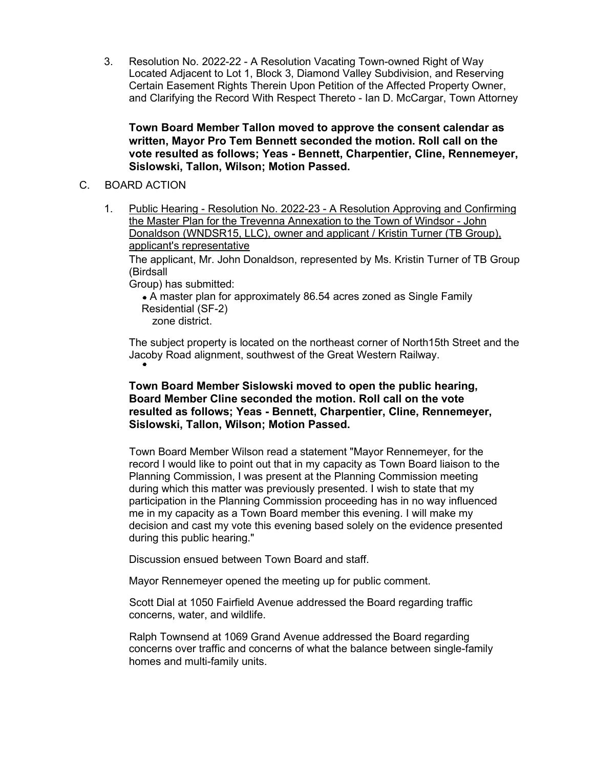3. Resolution No. 2022-22 - A Resolution Vacating Town-owned Right of Way Located Adjacent to Lot 1, Block 3, Diamond Valley Subdivision, and Reserving Certain Easement Rights Therein Upon Petition of the Affected Property Owner, and Clarifying the Record With Respect Thereto - Ian D. McCargar, Town Attorney

**Town Board Member Tallon moved to approve the consent calendar as written, Mayor Pro Tem Bennett seconded the motion. Roll call on the vote resulted as follows; Yeas - Bennett, Charpentier, Cline, Rennemeyer, Sislowski, Tallon, Wilson; Motion Passed.**

C. BOARD ACTION

1. Public Hearing - Resolution No. 2022-23 - A Resolution Approving and Confirming the Master Plan for the Trevenna Annexation to the Town of Windsor - John Donaldson (WNDSR15, LLC), owner and applicant / Kristin Turner (TB Group), applicant's representative

The applicant, Mr. John Donaldson, represented by Ms. Kristin Turner of TB Group (Birdsall Group) has submitted:

- A master plan for approximately 86.54 acres zoned as Single Family Residential (SF-2) zone district.

The subject property is located on the northeast corner of North15th Street and the Jacoby Road alignment, southwest of the Great Western Railway.

**Town Board Member Sislowski moved to open the public hearing, Board Member Cline seconded the motion. Roll call on the vote resulted as follows; Yeas - Bennett, Charpentier, Cline, Rennemeyer, Sislowski, Tallon, Wilson; Motion Passed.**

Town Board Member Wilson read a statement "Mayor Rennemeyer, for the record I would like to point out that in my capacity as Town Board liaison to the Planning Commission, I was present at the Planning Commission meeting during which this matter was previously presented. I wish to state that my participation in the Planning Commission proceeding has in no way influenced me in my capacity as a Town Board member this evening. I will make my decision and cast my vote this evening based solely on the evidence presented during this public hearing."

Discussion ensued between Town Board and staff.

Mayor Rennemeyer opened the meeting up for public comment.

Scott Dial at 1050 Fairfield Avenue addressed the Board regarding traffic concerns, water, and wildlife.

Ralph Townsend at 1069 Grand Avenue addressed the Board regarding concerns over traffic and concerns of what the balance between single-family homes and multi-family units.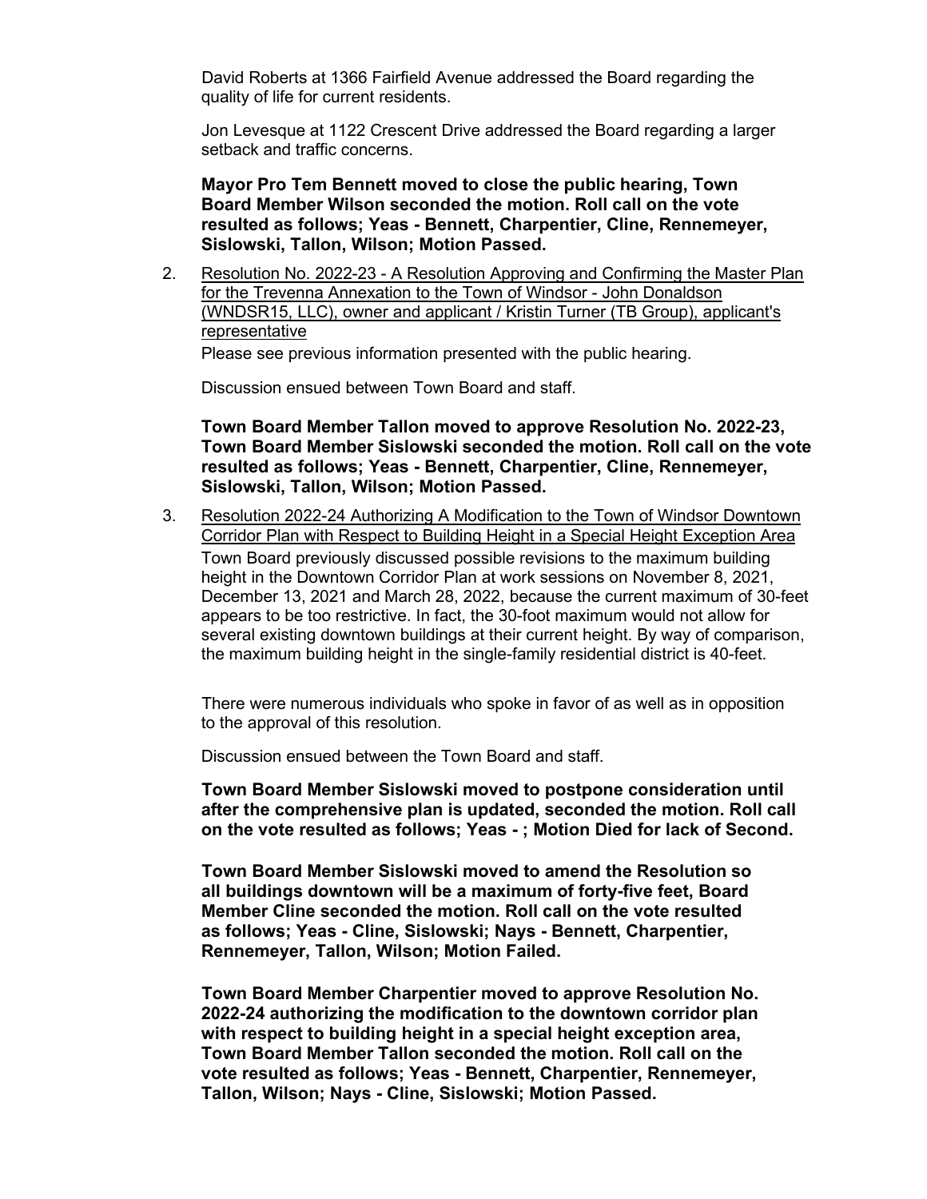David Roberts at 1366 Fairfield Avenue addressed the Board regarding the quality of life for current residents.

Jon Levesque at 1122 Crescent Drive addressed the Board regarding a larger setback and traffic concerns.

**Mayor Pro Tem Bennett moved to close the public hearing, Town Board Member Wilson seconded the motion. Roll call on the vote resulted as follows; Yeas - Bennett, Charpentier, Cline, Rennemeyer, Sislowski, Tallon, Wilson; Motion Passed.**

2. Resolution No. 2022-23 - A Resolution Approving and Confirming the Master Plan for the Trevenna Annexation to the Town of Windsor - John Donaldson (WNDSR15, LLC), owner and applicant / Kristin Turner (TB Group), applicant's representative

   Please see previous information presented with the public hearing.

   Discussion ensued between Town Board and staff.

   **Town Board Member Tallon moved to approve Resolution No. 2022-23, Town Board Member Sislowski seconded the motion. Roll call on the vote resulted as follows; Yeas - Bennett, Charpentier, Cline, Rennemeyer, Sislowski, Tallon, Wilson; Motion Passed.**

3. Resolution 2022-24 Authorizing A Modification to the Town of Windsor Downtown Corridor Plan with Respect to Building Height in a Special Height Exception Area

   Town Board previously discussed possible revisions to the maximum building height in the Downtown Corridor Plan at work sessions on November 8, 2021, December 13, 2021 and March 28, 2022, because the current maximum of 30-feet appears to be too restrictive. In fact, the 30-foot maximum would not allow for several existing downtown buildings at their current height. By way of comparison, the maximum building height in the single-family residential district is 40-feet.

   There were numerous individuals who spoke in favor of as well as in opposition to the approval of this resolution.

   Discussion ensued between the Town Board and staff.

   **Town Board Member Sislowski moved to postpone consideration until after the comprehensive plan is updated, seconded the motion. Roll call on the vote resulted as follows; Yeas - ; Motion Died for lack of Second.**

   **Town Board Member Sislowski moved to amend the Resolution so all buildings downtown will be a maximum of forty-five feet, Board Member Cline seconded the motion. Roll call on the vote resulted as follows; Yeas - Cline, Sislowski; Nays - Bennett, Charpentier, Rennemeyer, Tallon, Wilson; Motion Failed.**

   **Town Board Member Charpentier moved to approve Resolution No. 2022-24 authorizing the modification to the downtown corridor plan with respect to building height in a special height exception area, Town Board Member Tallon seconded the motion. Roll call on the vote resulted as follows; Yeas - Bennett, Charpentier, Rennemeyer, Tallon, Wilson; Nays - Cline, Sislowski; Motion Passed.**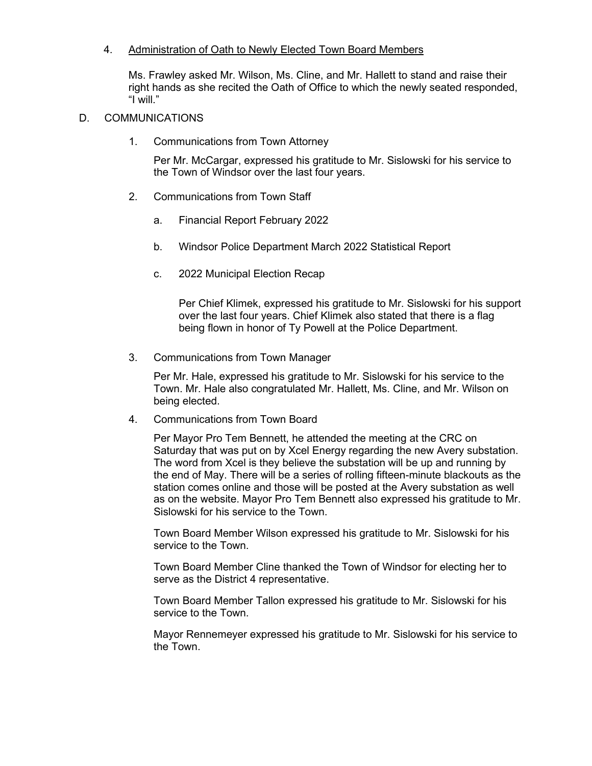4. <u>Administration of Oath to Newly Elected Town Board Members</u>

   Ms. Frawley asked Mr. Wilson, Ms. Cline, and Mr. Hallett to stand and raise their right hands as she recited the Oath of Office to which the newly seated responded, "I will."

D. COMMUNICATIONS

1. Communications from Town Attorney

   Per Mr. McCargar, expressed his gratitude to Mr. Sislowski for his service to the Town of Windsor over the last four years.

2. Communications from Town Staff

   a. Financial Report February 2022

   b. Windsor Police Department March 2022 Statistical Report

   c. 2022 Municipal Election Recap

      Per Chief Klimek, expressed his gratitude to Mr. Sislowski for his support over the last four years. Chief Klimek also stated that there is a flag being flown in honor of Ty Powell at the Police Department.

3. Communications from Town Manager

   Per Mr. Hale, expressed his gratitude to Mr. Sislowski for his service to the Town. Mr. Hale also congratulated Mr. Hallett, Ms. Cline, and Mr. Wilson on being elected.

4. Communications from Town Board

   Per Mayor Pro Tem Bennett, he attended the meeting at the CRC on Saturday that was put on by Xcel Energy regarding the new Avery substation. The word from Xcel is they believe the substation will be up and running by the end of May. There will be a series of rolling fifteen-minute blackouts as the station comes online and those will be posted at the Avery substation as well as on the website. Mayor Pro Tem Bennett also expressed his gratitude to Mr. Sislowski for his service to the Town.

   Town Board Member Wilson expressed his gratitude to Mr. Sislowski for his service to the Town.

   Town Board Member Cline thanked the Town of Windsor for electing her to serve as the District 4 representative.

   Town Board Member Tallon expressed his gratitude to Mr. Sislowski for his service to the Town.

   Mayor Rennemeyer expressed his gratitude to Mr. Sislowski for his service to the Town.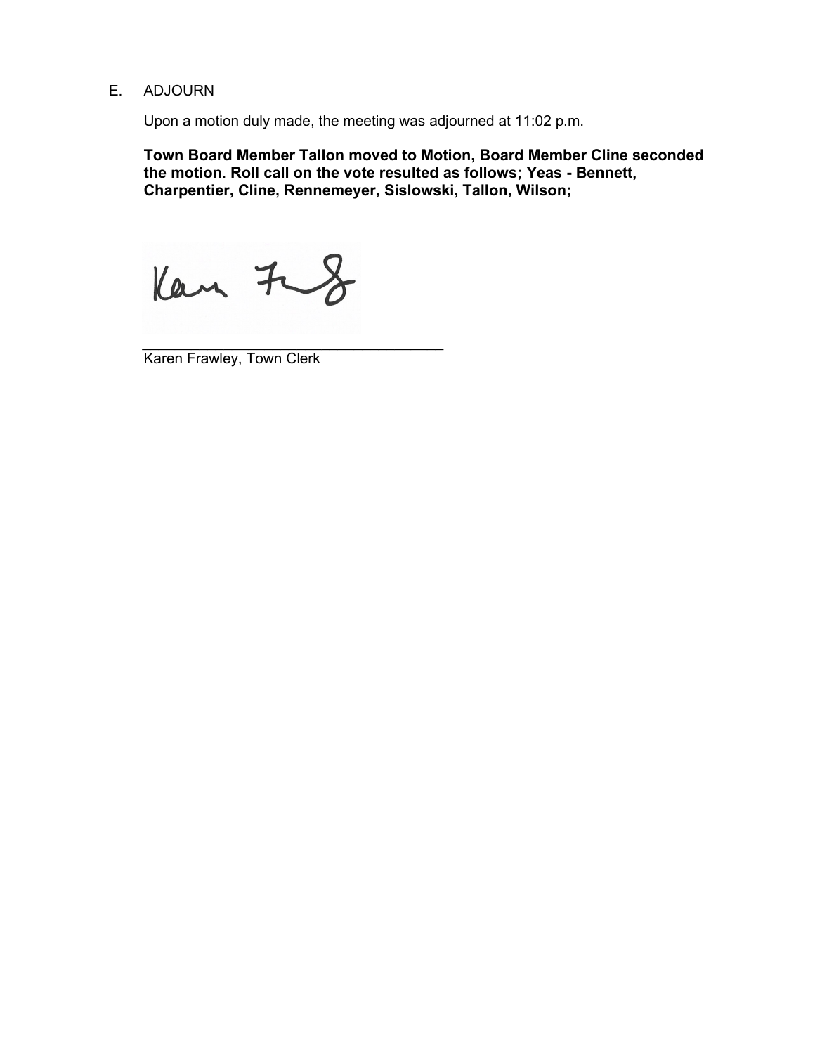E. ADJOURN

Upon a motion duly made, the meeting was adjourned at 11:02 p.m.

**Town Board Member Tallon moved to Motion, Board Member Cline seconded the motion. Roll call on the vote resulted as follows; Yeas - Bennett, Charpentier, Cline, Rennemeyer, Sislowski, Tallon, Wilson;**

______________________________________

Karen Frawley, Town Clerk